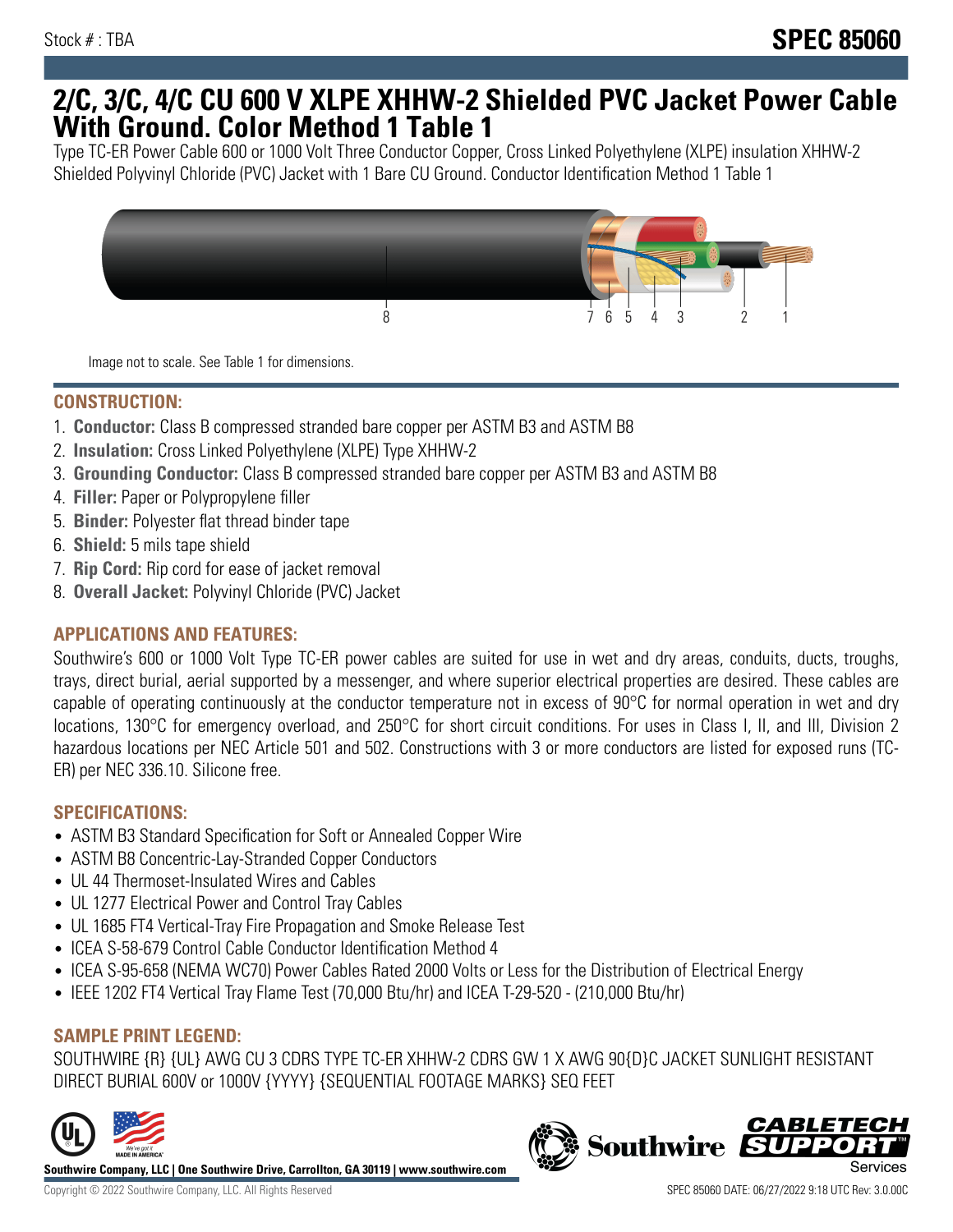Stock # : TBA

# SPEC 85060

# 2/C, 3/C, 4/C CU 600 V XLPE XHHW-2 Shielded PVC Jacket Power Cable With Ground. Color Method 1 Table 1

Type TC-ER Power Cable 600 or 1000 Volt Three Conductor Copper, Cross Linked Polyethylene (XLPE) insulation XHHW-2 Shielded Polyvinyl Chloride (PVC) Jacket with 1 Bare CU Ground. Conductor Identification Method 1 Table 1

8 7 6 5 4 3 2 1

Image not to scale. See Table 1 for dimensions.

## CONSTRUCTION:

1. **Conductor:** Class B compressed stranded bare copper per ASTM B3 and ASTM B8
2. **Insulation:** Cross Linked Polyethylene (XLPE) Type XHHW-2
3. **Grounding Conductor:** Class B compressed stranded bare copper per ASTM B3 and ASTM B8
4. **Filler:** Paper or Polypropylene filler
5. **Binder:** Polyester flat thread binder tape
6. **Shield:** 5 mils tape shield
7. **Rip Cord:** Rip cord for ease of jacket removal
8. **Overall Jacket:** Polyvinyl Chloride (PVC) Jacket

## APPLICATIONS AND FEATURES:

Southwire's 600 or 1000 Volt Type TC-ER power cables are suited for use in wet and dry areas, conduits, ducts, troughs, trays, direct burial, aerial supported by a messenger, and where superior electrical properties are desired. These cables are capable of operating continuously at the conductor temperature not in excess of 90°C for normal operation in wet and dry locations, 130°C for emergency overload, and 250°C for short circuit conditions. For uses in Class I, II, and III, Division 2 hazardous locations per NEC Article 501 and 502. Constructions with 3 or more conductors are listed for exposed runs (TC-ER) per NEC 336.10. Silicone free.

## SPECIFICATIONS:

- ASTM B3 Standard Specification for Soft or Annealed Copper Wire
- ASTM B8 Concentric-Lay-Stranded Copper Conductors
- UL 44 Thermoset-Insulated Wires and Cables
- UL 1277 Electrical Power and Control Tray Cables
- UL 1685 FT4 Vertical-Tray Fire Propagation and Smoke Release Test
- ICEA S-58-679 Control Cable Conductor Identification Method 4
- ICEA S-95-658 (NEMA WC70) Power Cables Rated 2000 Volts or Less for the Distribution of Electrical Energy
- IEEE 1202 FT4 Vertical Tray Flame Test (70,000 Btu/hr) and ICEA T-29-520 - (210,000 Btu/hr)

## SAMPLE PRINT LEGEND:

SOUTHWIRE {R} {UL} AWG CU 3 CDRS TYPE TC-ER XHHW-2 CDRS GW 1 X AWG 90{D}C JACKET SUNLIGHT RESISTANT DIRECT BURIAL 600V or 1000V {YYYY} {SEQUENTIAL FOOTAGE MARKS} SEQ FEET

**Southwire Company, LLC | One Southwire Drive, Carrollton, GA 30119 | www.southwire.com**

Copyright © 2022 Southwire Company, LLC. All Rights Reserved

SPEC 85060 DATE: 06/27/2022 9:18 UTC Rev: 3.0.00C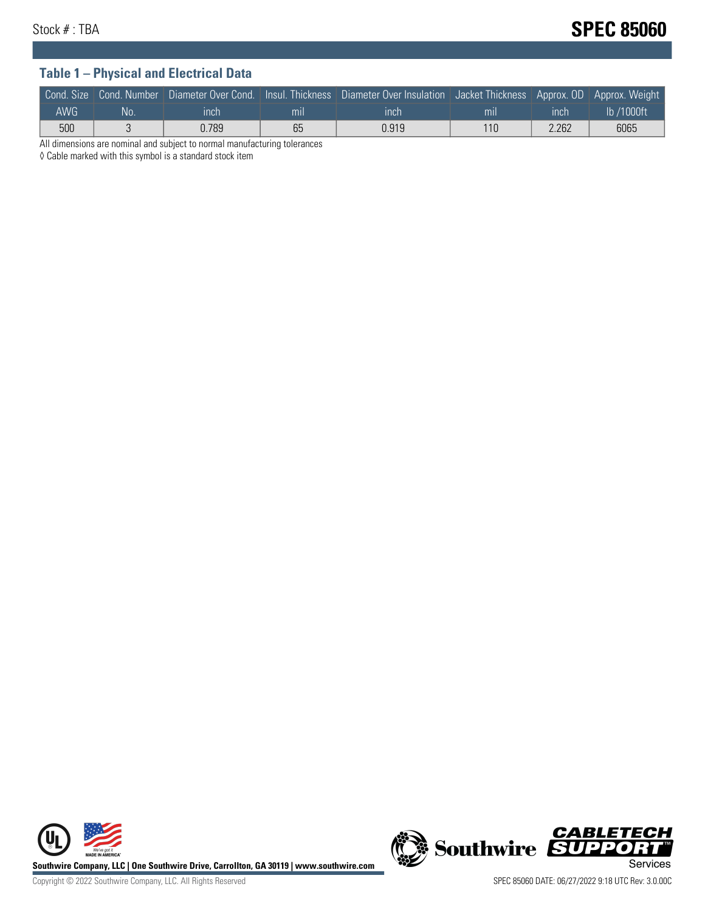### Table 1 – Physical and Electrical Data

| Cond. Size | Cond. Number | Diameter Over Cond. | Insul. Thickness | Diameter Over Insulation | Jacket Thickness | Approx. OD | Approx. Weight |
|---|---|---|---|---|---|---|---|
| AWG | No. | inch | mil | inch | mil | inch | lb /1000ft |
| 500 | 3 | 0.789 | 65 | 0.919 | 110 | 2.262 | 6065 |

All dimensions are nominal and subject to normal manufacturing tolerances

◊ Cable marked with this symbol is a standard stock item